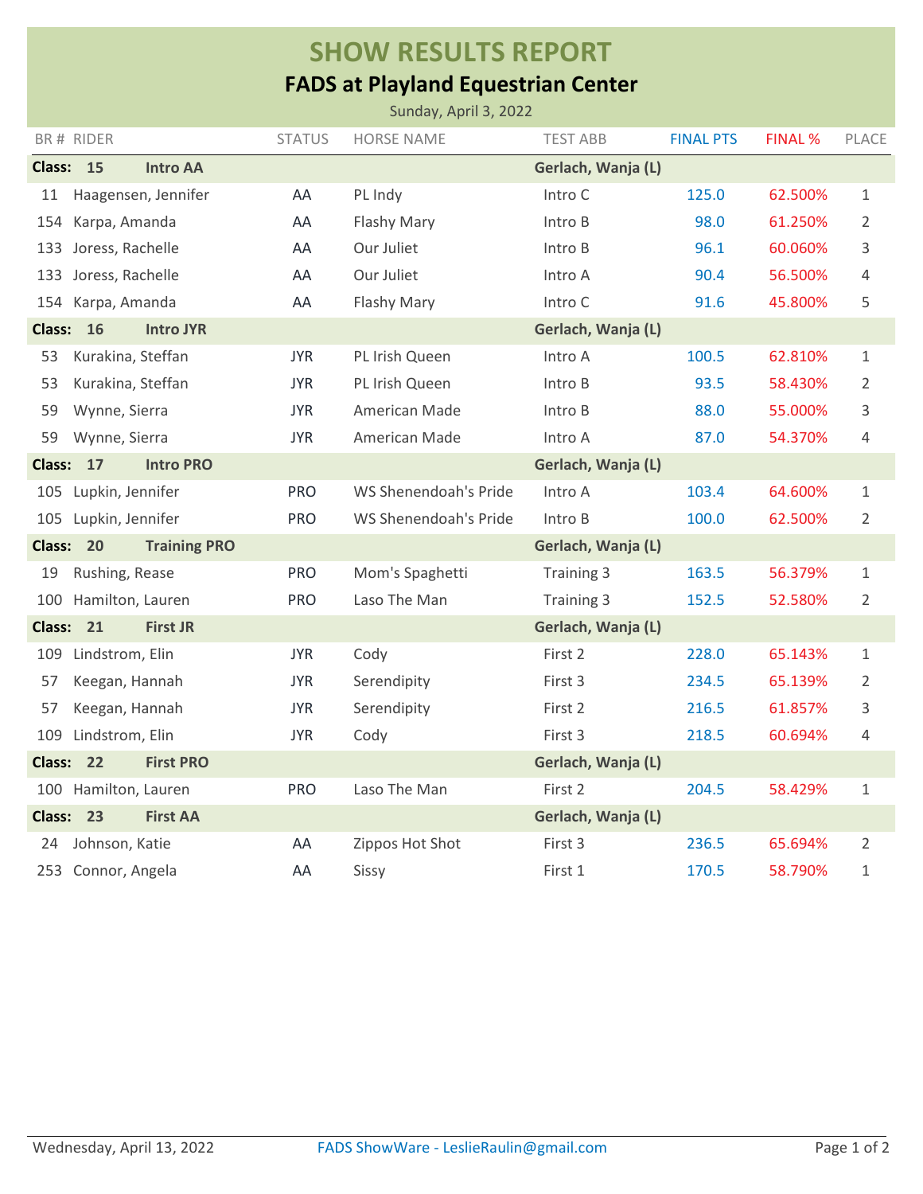# SHOW RESULTS REPORT

## FADS at Playland Equestrian Center

Sunday, April 3, 2022

| BR # | RIDER | STATUS | HORSE NAME | TEST ABB | FINAL PTS | FINAL % | PLACE |
|---|---|---|---|---|---|---|---|
| **Class: 15** | **Intro AA** | | | **Gerlach, Wanja (L)** | | | |
| 11 | Haagensen, Jennifer | AA | PL Indy | Intro C | 125.0 | 62.500% | 1 |
| 154 | Karpa, Amanda | AA | Flashy Mary | Intro B | 98.0 | 61.250% | 2 |
| 133 | Joress, Rachelle | AA | Our Juliet | Intro B | 96.1 | 60.060% | 3 |
| 133 | Joress, Rachelle | AA | Our Juliet | Intro A | 90.4 | 56.500% | 4 |
| 154 | Karpa, Amanda | AA | Flashy Mary | Intro C | 91.6 | 45.800% | 5 |
| **Class: 16** | **Intro JYR** | | | **Gerlach, Wanja (L)** | | | |
| 53 | Kurakina, Steffan | JYR | PL Irish Queen | Intro A | 100.5 | 62.810% | 1 |
| 53 | Kurakina, Steffan | JYR | PL Irish Queen | Intro B | 93.5 | 58.430% | 2 |
| 59 | Wynne, Sierra | JYR | American Made | Intro B | 88.0 | 55.000% | 3 |
| 59 | Wynne, Sierra | JYR | American Made | Intro A | 87.0 | 54.370% | 4 |
| **Class: 17** | **Intro PRO** | | | **Gerlach, Wanja (L)** | | | |
| 105 | Lupkin, Jennifer | PRO | WS Shenendoah's Pride | Intro A | 103.4 | 64.600% | 1 |
| 105 | Lupkin, Jennifer | PRO | WS Shenendoah's Pride | Intro B | 100.0 | 62.500% | 2 |
| **Class: 20** | **Training PRO** | | | **Gerlach, Wanja (L)** | | | |
| 19 | Rushing, Rease | PRO | Mom's Spaghetti | Training 3 | 163.5 | 56.379% | 1 |
| 100 | Hamilton, Lauren | PRO | Laso The Man | Training 3 | 152.5 | 52.580% | 2 |
| **Class: 21** | **First JR** | | | **Gerlach, Wanja (L)** | | | |
| 109 | Lindstrom, Elin | JYR | Cody | First 2 | 228.0 | 65.143% | 1 |
| 57 | Keegan, Hannah | JYR | Serendipity | First 3 | 234.5 | 65.139% | 2 |
| 57 | Keegan, Hannah | JYR | Serendipity | First 2 | 216.5 | 61.857% | 3 |
| 109 | Lindstrom, Elin | JYR | Cody | First 3 | 218.5 | 60.694% | 4 |
| **Class: 22** | **First PRO** | | | **Gerlach, Wanja (L)** | | | |
| 100 | Hamilton, Lauren | PRO | Laso The Man | First 2 | 204.5 | 58.429% | 1 |
| **Class: 23** | **First AA** | | | **Gerlach, Wanja (L)** | | | |
| 24 | Johnson, Katie | AA | Zippos Hot Shot | First 3 | 236.5 | 65.694% | 2 |
| 253 | Connor, Angela | AA | Sissy | First 1 | 170.5 | 58.790% | 1 |

Wednesday, April 13, 2022 — FADS ShowWare - LeslieRaulin@gmail.com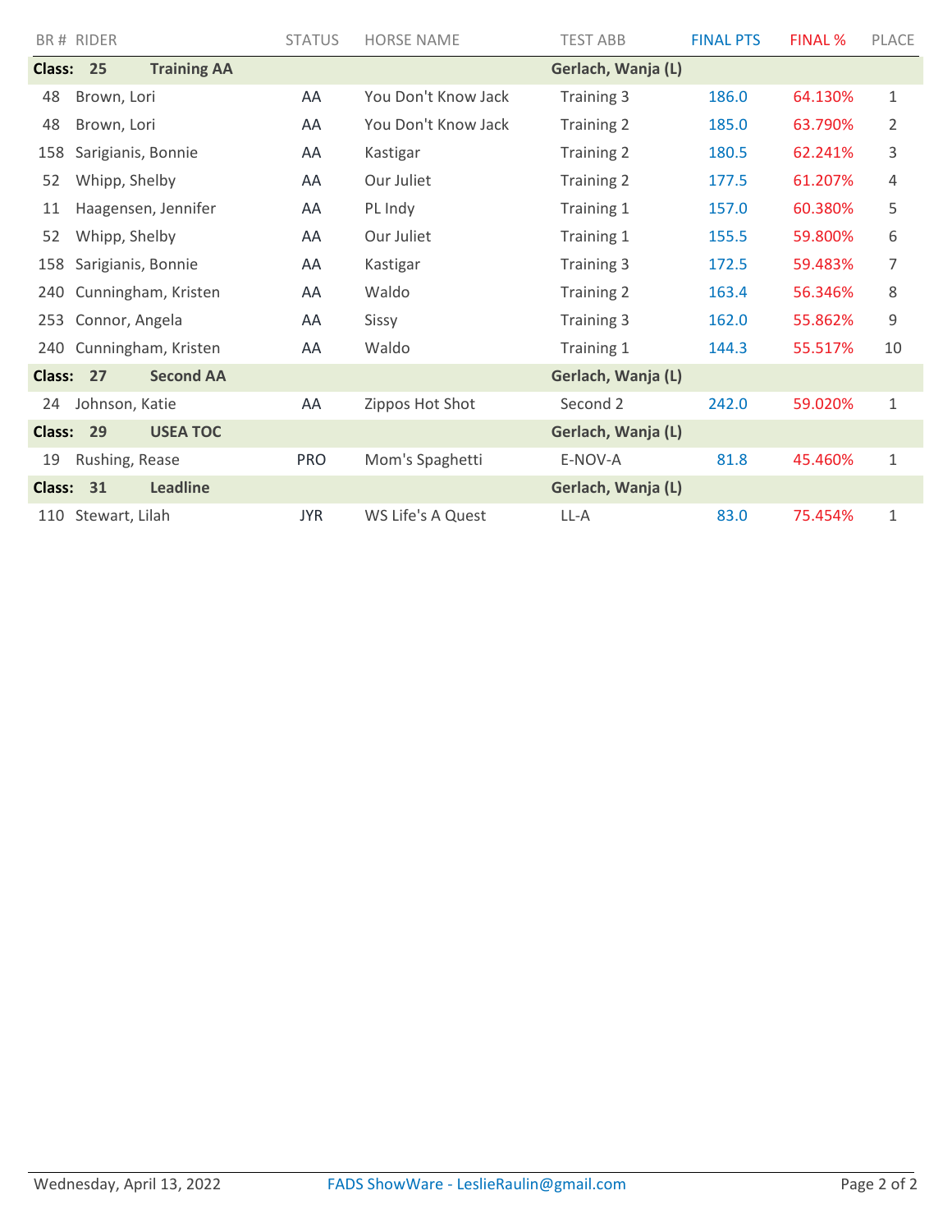| BR # | RIDER | STATUS | HORSE NAME | TEST ABB | FINAL PTS | FINAL % | PLACE |
|---|---|---|---|---|---|---|---|
| **Class: 25** | **Training AA** | | | **Gerlach, Wanja (L)** | | | |
| 48 | Brown, Lori | AA | You Don't Know Jack | Training 3 | 186.0 | 64.130% | 1 |
| 48 | Brown, Lori | AA | You Don't Know Jack | Training 2 | 185.0 | 63.790% | 2 |
| 158 | Sarigianis, Bonnie | AA | Kastigar | Training 2 | 180.5 | 62.241% | 3 |
| 52 | Whipp, Shelby | AA | Our Juliet | Training 2 | 177.5 | 61.207% | 4 |
| 11 | Haagensen, Jennifer | AA | PL Indy | Training 1 | 157.0 | 60.380% | 5 |
| 52 | Whipp, Shelby | AA | Our Juliet | Training 1 | 155.5 | 59.800% | 6 |
| 158 | Sarigianis, Bonnie | AA | Kastigar | Training 3 | 172.5 | 59.483% | 7 |
| 240 | Cunningham, Kristen | AA | Waldo | Training 2 | 163.4 | 56.346% | 8 |
| 253 | Connor, Angela | AA | Sissy | Training 3 | 162.0 | 55.862% | 9 |
| 240 | Cunningham, Kristen | AA | Waldo | Training 1 | 144.3 | 55.517% | 10 |
| **Class: 27** | **Second AA** | | | **Gerlach, Wanja (L)** | | | |
| 24 | Johnson, Katie | AA | Zippos Hot Shot | Second 2 | 242.0 | 59.020% | 1 |
| **Class: 29** | **USEA TOC** | | | **Gerlach, Wanja (L)** | | | |
| 19 | Rushing, Rease | PRO | Mom's Spaghetti | E-NOV-A | 81.8 | 45.460% | 1 |
| **Class: 31** | **Leadline** | | | **Gerlach, Wanja (L)** | | | |
| 110 | Stewart, Lilah | JYR | WS Life's A Quest | LL-A | 83.0 | 75.454% | 1 |

Wednesday, April 13, 2022 FADS ShowWare - LeslieRaulin@gmail.com